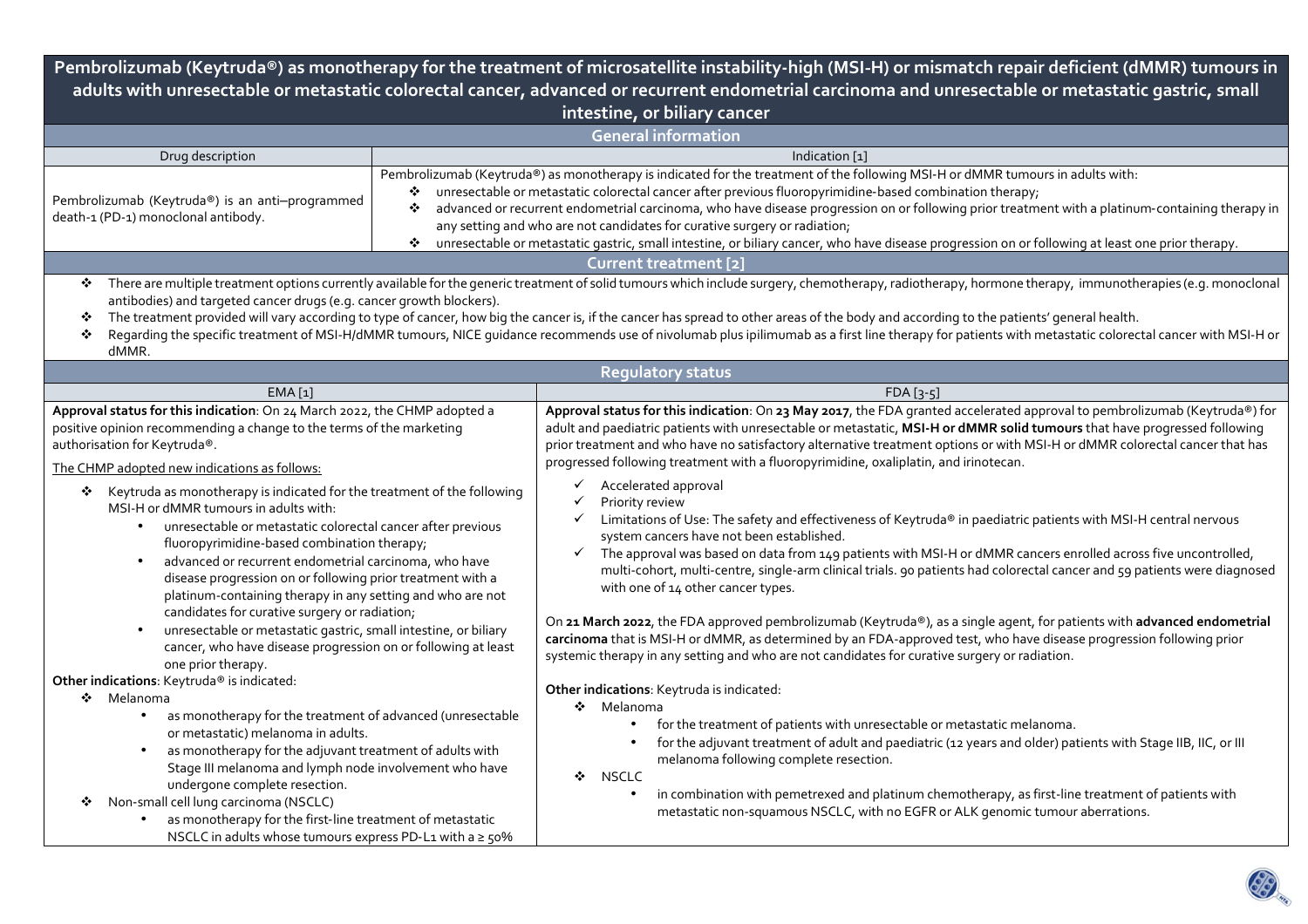# Pembrolizumab (Keytruda®) as monotherapy for the treatment of microsatellite instability-high (MSI-H) or mismatch repair deficient (dMMR) tumours in adults with unresectable or metastatic colorectal cancer, advanced or recurrent endometrial carcinoma and unresectable or metastatic gastric, small intestine, or biliary cancer

## General information

| Drug description | Indication [1] |
|---|---|
| Pembrolizumab (Keytruda®) is an anti–programmed death-1 (PD-1) monoclonal antibody. | Pembrolizumab (Keytruda®) as monotherapy is indicated for the treatment of the following MSI-H or dMMR tumours in adults with:<br>❖ unresectable or metastatic colorectal cancer after previous fluoropyrimidine-based combination therapy;<br>❖ advanced or recurrent endometrial carcinoma, who have disease progression on or following prior treatment with a platinum-containing therapy in any setting and who are not candidates for curative surgery or radiation;<br>❖ unresectable or metastatic gastric, small intestine, or biliary cancer, who have disease progression on or following at least one prior therapy. |

## Current treatment [2]

- There are multiple treatment options currently available for the generic treatment of solid tumours which include surgery, chemotherapy, radiotherapy, hormone therapy, immunotherapies (e.g. monoclonal antibodies) and targeted cancer drugs (e.g. cancer growth blockers).
- The treatment provided will vary according to type of cancer, how big the cancer is, if the cancer has spread to other areas of the body and according to the patients' general health.
- Regarding the specific treatment of MSI-H/dMMR tumours, NICE guidance recommends use of nivolumab plus ipilimumab as a first line therapy for patients with metastatic colorectal cancer with MSI-H or dMMR.

## Regulatory status

### EMA [1]

**Approval status for this indication**: On 24 March 2022, the CHMP adopted a positive opinion recommending a change to the terms of the marketing authorisation for Keytruda®.

The CHMP adopted new indications as follows:

- Keytruda as monotherapy is indicated for the treatment of the following MSI-H or dMMR tumours in adults with:
  - unresectable or metastatic colorectal cancer after previous fluoropyrimidine-based combination therapy;
  - advanced or recurrent endometrial carcinoma, who have disease progression on or following prior treatment with a platinum-containing therapy in any setting and who are not candidates for curative surgery or radiation;
  - unresectable or metastatic gastric, small intestine, or biliary cancer, who have disease progression on or following at least one prior therapy.

**Other indications**: Keytruda® is indicated:

- Melanoma
  - as monotherapy for the treatment of advanced (unresectable or metastatic) melanoma in adults.
  - as monotherapy for the adjuvant treatment of adults with Stage III melanoma and lymph node involvement who have undergone complete resection.
- Non-small cell lung carcinoma (NSCLC)
  - as monotherapy for the first-line treatment of metastatic NSCLC in adults whose tumours express PD-L1 with a ≥ 50%

### FDA [3-5]

**Approval status for this indication**: On **23 May 2017**, the FDA granted accelerated approval to pembrolizumab (Keytruda®) for adult and paediatric patients with unresectable or metastatic, **MSI-H or dMMR solid tumours** that have progressed following prior treatment and who have no satisfactory alternative treatment options or with MSI-H or dMMR colorectal cancer that has progressed following treatment with a fluoropyrimidine, oxaliplatin, and irinotecan.

- ✓ Accelerated approval
- ✓ Priority review
- ✓ Limitations of Use: The safety and effectiveness of Keytruda® in paediatric patients with MSI-H central nervous system cancers have not been established.
- ✓ The approval was based on data from 149 patients with MSI-H or dMMR cancers enrolled across five uncontrolled, multi-cohort, multi-centre, single-arm clinical trials. 90 patients had colorectal cancer and 59 patients were diagnosed with one of 14 other cancer types.

On **21 March 2022**, the FDA approved pembrolizumab (Keytruda®), as a single agent, for patients with **advanced endometrial carcinoma** that is MSI-H or dMMR, as determined by an FDA-approved test, who have disease progression following prior systemic therapy in any setting and who are not candidates for curative surgery or radiation.

**Other indications**: Keytruda is indicated:

- Melanoma
  - for the treatment of patients with unresectable or metastatic melanoma.
  - for the adjuvant treatment of adult and paediatric (12 years and older) patients with Stage IIB, IIC, or III melanoma following complete resection.
- NSCLC
  - in combination with pemetrexed and platinum chemotherapy, as first-line treatment of patients with metastatic non-squamous NSCLC, with no EGFR or ALK genomic tumour aberrations.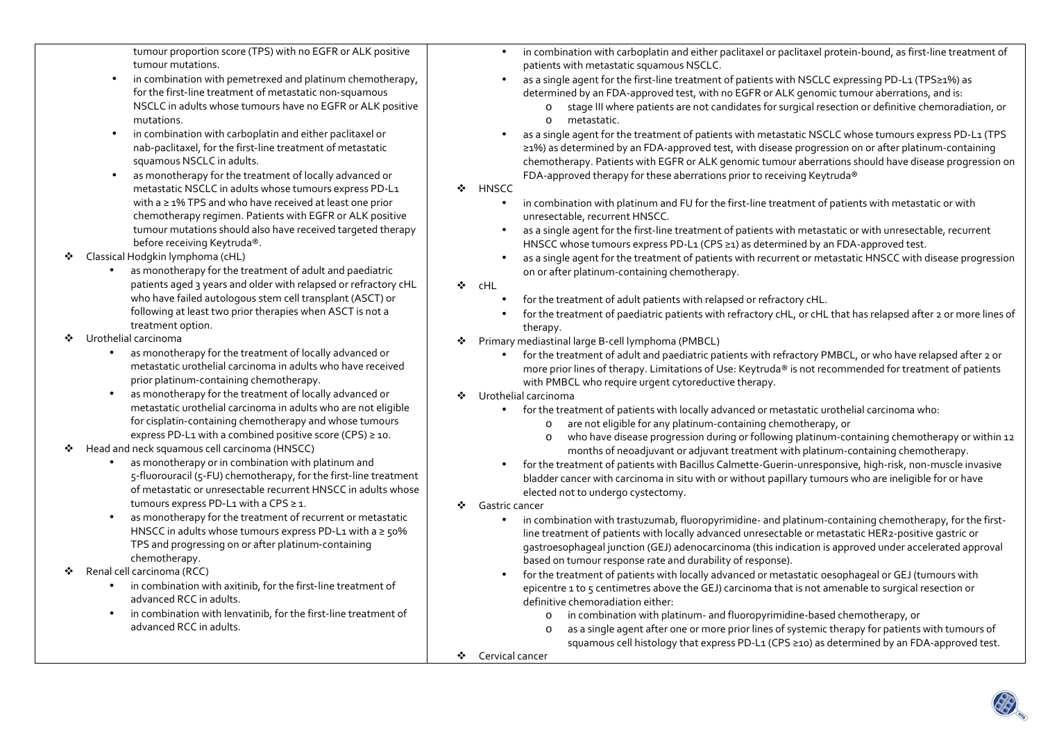tumour proportion score (TPS) with no EGFR or ALK positive tumour mutations.

- in combination with pemetrexed and platinum chemotherapy, for the first-line treatment of metastatic non-squamous NSCLC in adults whose tumours have no EGFR or ALK positive mutations.
- in combination with carboplatin and either paclitaxel or nab-paclitaxel, for the first-line treatment of metastatic squamous NSCLC in adults.
- as monotherapy for the treatment of locally advanced or metastatic NSCLC in adults whose tumours express PD-L1 with a ≥ 1% TPS and who have received at least one prior chemotherapy regimen. Patients with EGFR or ALK positive tumour mutations should also have received targeted therapy before receiving Keytruda®.

❖ Classical Hodgkin lymphoma (cHL)

- as monotherapy for the treatment of adult and paediatric patients aged 3 years and older with relapsed or refractory cHL who have failed autologous stem cell transplant (ASCT) or following at least two prior therapies when ASCT is not a treatment option.

❖ Urothelial carcinoma

- as monotherapy for the treatment of locally advanced or metastatic urothelial carcinoma in adults who have received prior platinum-containing chemotherapy.
- as monotherapy for the treatment of locally advanced or metastatic urothelial carcinoma in adults who are not eligible for cisplatin-containing chemotherapy and whose tumours express PD-L1 with a combined positive score (CPS) ≥ 10.

❖ Head and neck squamous cell carcinoma (HNSCC)

- as monotherapy or in combination with platinum and 5-fluorouracil (5-FU) chemotherapy, for the first-line treatment of metastatic or unresectable recurrent HNSCC in adults whose tumours express PD-L1 with a CPS ≥ 1.
- as monotherapy for the treatment of recurrent or metastatic HNSCC in adults whose tumours express PD-L1 with a ≥ 50% TPS and progressing on or after platinum-containing chemotherapy.

❖ Renal cell carcinoma (RCC)

- in combination with axitinib, for the first-line treatment of advanced RCC in adults.
- in combination with lenvatinib, for the first-line treatment of advanced RCC in adults.

---

- in combination with carboplatin and either paclitaxel or paclitaxel protein-bound, as first-line treatment of patients with metastatic squamous NSCLC.
- as a single agent for the first-line treatment of patients with NSCLC expressing PD-L1 (TPS≥1%) as determined by an FDA-approved test, with no EGFR or ALK genomic tumour aberrations, and is:
  - stage III where patients are not candidates for surgical resection or definitive chemoradiation, or
  - metastatic.
- as a single agent for the treatment of patients with metastatic NSCLC whose tumours express PD-L1 (TPS ≥1%) as determined by an FDA-approved test, with disease progression on or after platinum-containing chemotherapy. Patients with EGFR or ALK genomic tumour aberrations should have disease progression on FDA-approved therapy for these aberrations prior to receiving Keytruda®

❖ HNSCC

- in combination with platinum and FU for the first-line treatment of patients with metastatic or with unresectable, recurrent HNSCC.
- as a single agent for the first-line treatment of patients with metastatic or with unresectable, recurrent HNSCC whose tumours express PD-L1 (CPS ≥1) as determined by an FDA-approved test.
- as a single agent for the treatment of patients with recurrent or metastatic HNSCC with disease progression on or after platinum-containing chemotherapy.

❖ cHL

- for the treatment of adult patients with relapsed or refractory cHL.
- for the treatment of paediatric patients with refractory cHL, or cHL that has relapsed after 2 or more lines of therapy.

❖ Primary mediastinal large B-cell lymphoma (PMBCL)

- for the treatment of adult and paediatric patients with refractory PMBCL, or who have relapsed after 2 or more prior lines of therapy. Limitations of Use: Keytruda® is not recommended for treatment of patients with PMBCL who require urgent cytoreductive therapy.

❖ Urothelial carcinoma

- for the treatment of patients with locally advanced or metastatic urothelial carcinoma who:
  - are not eligible for any platinum-containing chemotherapy, or
  - who have disease progression during or following platinum-containing chemotherapy or within 12 months of neoadjuvant or adjuvant treatment with platinum-containing chemotherapy.
- for the treatment of patients with Bacillus Calmette-Guerin-unresponsive, high-risk, non-muscle invasive bladder cancer with carcinoma in situ with or without papillary tumours who are ineligible for or have elected not to undergo cystectomy.

❖ Gastric cancer

- in combination with trastuzumab, fluoropyrimidine- and platinum-containing chemotherapy, for the first-line treatment of patients with locally advanced unresectable or metastatic HER2-positive gastric or gastroesophageal junction (GEJ) adenocarcinoma (this indication is approved under accelerated approval based on tumour response rate and durability of response).
- for the treatment of patients with locally advanced or metastatic oesophageal or GEJ (tumours with epicentre 1 to 5 centimetres above the GEJ) carcinoma that is not amenable to surgical resection or definitive chemoradiation either:
  - in combination with platinum- and fluoropyrimidine-based chemotherapy, or
  - as a single agent after one or more prior lines of systemic therapy for patients with tumours of squamous cell histology that express PD-L1 (CPS ≥10) as determined by an FDA-approved test.

❖ Cervical cancer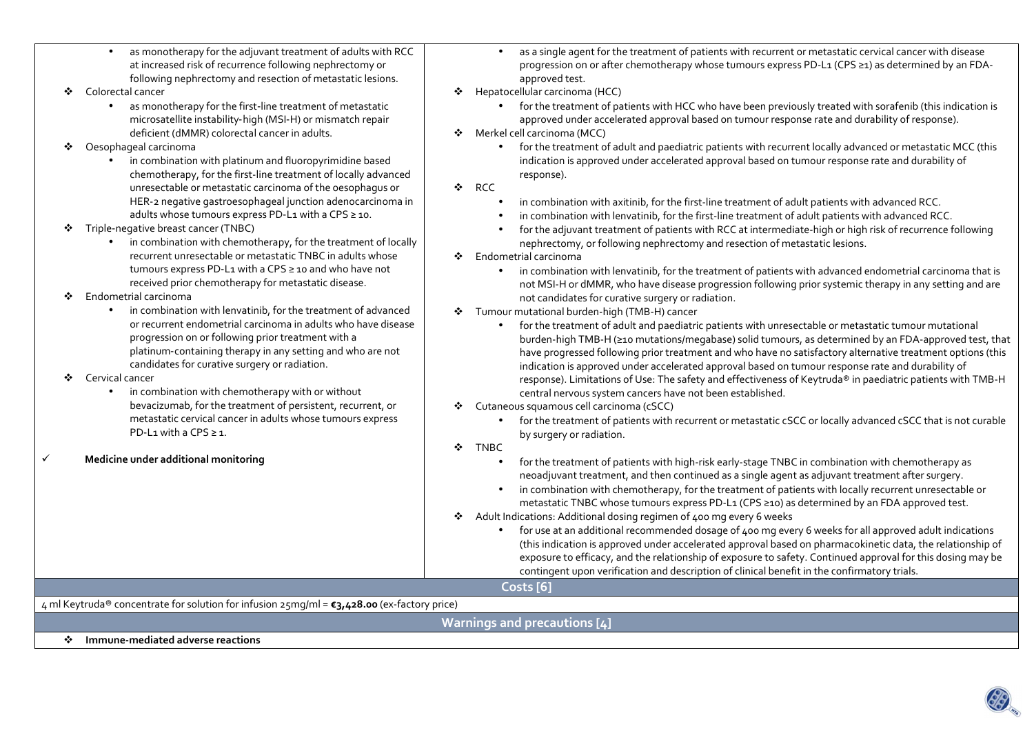| | |
|---|---|
| • as monotherapy for the adjuvant treatment of adults with RCC at increased risk of recurrence following nephrectomy or following nephrectomy and resection of metastatic lesions.<br>❖ Colorectal cancer<br>• as monotherapy for the first-line treatment of metastatic microsatellite instability-high (MSI-H) or mismatch repair deficient (dMMR) colorectal cancer in adults.<br>❖ Oesophageal carcinoma<br>• in combination with platinum and fluoropyrimidine based chemotherapy, for the first-line treatment of locally advanced unresectable or metastatic carcinoma of the oesophagus or HER-2 negative gastroesophageal junction adenocarcinoma in adults whose tumours express PD-L1 with a CPS ≥ 10.<br>❖ Triple-negative breast cancer (TNBC)<br>• in combination with chemotherapy, for the treatment of locally recurrent unresectable or metastatic TNBC in adults whose tumours express PD-L1 with a CPS ≥ 10 and who have not received prior chemotherapy for metastatic disease.<br>❖ Endometrial carcinoma<br>• in combination with lenvatinib, for the treatment of advanced or recurrent endometrial carcinoma in adults who have disease progression on or following prior treatment with a platinum-containing therapy in any setting and who are not candidates for curative surgery or radiation.<br>❖ Cervical cancer<br>• in combination with chemotherapy with or without bevacizumab, for the treatment of persistent, recurrent, or metastatic cervical cancer in adults whose tumours express PD-L1 with a CPS ≥ 1.<br><br>✓ **Medicine under additional monitoring** | • as a single agent for the treatment of patients with recurrent or metastatic cervical cancer with disease progression on or after chemotherapy whose tumours express PD-L1 (CPS ≥1) as determined by an FDA-approved test.<br>❖ Hepatocellular carcinoma (HCC)<br>• for the treatment of patients with HCC who have been previously treated with sorafenib (this indication is approved under accelerated approval based on tumour response rate and durability of response).<br>❖ Merkel cell carcinoma (MCC)<br>• for the treatment of adult and paediatric patients with recurrent locally advanced or metastatic MCC (this indication is approved under accelerated approval based on tumour response rate and durability of response).<br>❖ RCC<br>• in combination with axitinib, for the first-line treatment of adult patients with advanced RCC.<br>• in combination with lenvatinib, for the first-line treatment of adult patients with advanced RCC.<br>• for the adjuvant treatment of patients with RCC at intermediate-high or high risk of recurrence following nephrectomy, or following nephrectomy and resection of metastatic lesions.<br>❖ Endometrial carcinoma<br>• in combination with lenvatinib, for the treatment of patients with advanced endometrial carcinoma that is not MSI-H or dMMR, who have disease progression following prior systemic therapy in any setting and are not candidates for curative surgery or radiation.<br>❖ Tumour mutational burden-high (TMB-H) cancer<br>• for the treatment of adult and paediatric patients with unresectable or metastatic tumour mutational burden-high TMB-H (≥10 mutations/megabase) solid tumours, as determined by an FDA-approved test, that have progressed following prior treatment and who have no satisfactory alternative treatment options (this indication is approved under accelerated approval based on tumour response rate and durability of response). Limitations of Use: The safety and effectiveness of Keytruda® in paediatric patients with TMB-H central nervous system cancers have not been established.<br>❖ Cutaneous squamous cell carcinoma (cSCC)<br>• for the treatment of patients with recurrent or metastatic cSCC or locally advanced cSCC that is not curable by surgery or radiation.<br>❖ TNBC<br>• for the treatment of patients with high-risk early-stage TNBC in combination with chemotherapy as neoadjuvant treatment, and then continued as a single agent as adjuvant treatment after surgery.<br>• in combination with chemotherapy, for the treatment of patients with locally recurrent unresectable or metastatic TNBC whose tumours express PD-L1 (CPS ≥10) as determined by an FDA approved test.<br>❖ Adult Indications: Additional dosing regimen of 400 mg every 6 weeks<br>• for use at an additional recommended dosage of 400 mg every 6 weeks for all approved adult indications (this indication is approved under accelerated approval based on pharmacokinetic data, the relationship of exposure to efficacy, and the relationship of exposure to safety. Continued approval for this dosing may be contingent upon verification and description of clinical benefit in the confirmatory trials. |

## Costs [6]

4 ml Keytruda® concentrate for solution for infusion 25mg/ml = **€3,428.00** (ex-factory price)

## Warnings and precautions [4]

❖ **Immune-mediated adverse reactions**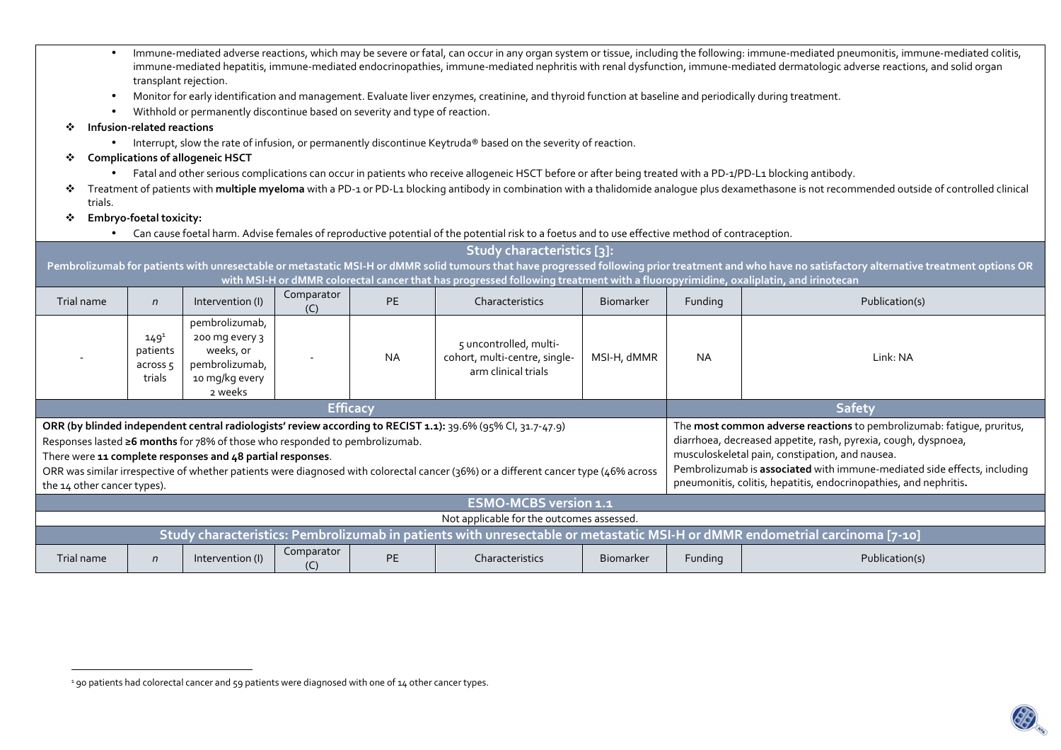- Immune-mediated adverse reactions, which may be severe or fatal, can occur in any organ system or tissue, including the following: immune-mediated pneumonitis, immune-mediated colitis, immune-mediated hepatitis, immune-mediated endocrinopathies, immune-mediated nephritis with renal dysfunction, immune-mediated dermatologic adverse reactions, and solid organ transplant rejection.
- Monitor for early identification and management. Evaluate liver enzymes, creatinine, and thyroid function at baseline and periodically during treatment.
- Withhold or permanently discontinue based on severity and type of reaction.

❖ **Infusion-related reactions**

- Interrupt, slow the rate of infusion, or permanently discontinue Keytruda® based on the severity of reaction.

❖ **Complications of allogeneic HSCT**

- Fatal and other serious complications can occur in patients who receive allogeneic HSCT before or after being treated with a PD-1/PD-L1 blocking antibody.

❖ Treatment of patients with **multiple myeloma** with a PD-1 or PD-L1 blocking antibody in combination with a thalidomide analogue plus dexamethasone is not recommended outside of controlled clinical trials.

❖ **Embryo-foetal toxicity:**

- Can cause foetal harm. Advise females of reproductive potential of the potential risk to a foetus and to use effective method of contraception.

## Study characteristics [3]:

**Pembrolizumab for patients with unresectable or metastatic MSI-H or dMMR solid tumours that have progressed following prior treatment and who have no satisfactory alternative treatment options OR with MSI-H or dMMR colorectal cancer that has progressed following treatment with a fluoropyrimidine, oxaliplatin, and irinotecan**

| Trial name | n | Intervention (I) | Comparator (C) | PE | Characteristics | Biomarker | Funding | Publication(s) |
|---|---|---|---|---|---|---|---|---|
| - | 149[1] patients across 5 trials | pembrolizumab, 200 mg every 3 weeks, or pembrolizumab, 10 mg/kg every 2 weeks | - | NA | 5 uncontrolled, multi-cohort, multi-centre, single-arm clinical trials | MSI-H, dMMR | NA | Link: NA |

| Efficacy | Safety |
|---|---|
| **ORR (by blinded independent central radiologists' review according to RECIST 1.1):** 39.6% (95% CI, 31.7-47.9)<br>Responses lasted **≥6 months** for 78% of those who responded to pembrolizumab.<br>There were **11 complete responses and 48 partial responses**.<br>ORR was similar irrespective of whether patients were diagnosed with colorectal cancer (36%) or a different cancer type (46% across the 14 other cancer types). | The **most common adverse reactions** to pembrolizumab: fatigue, pruritus, diarrhoea, decreased appetite, rash, pyrexia, cough, dyspnoea, musculoskeletal pain, constipation, and nausea.<br>Pembrolizumab is **associated** with immune-mediated side effects, including pneumonitis, colitis, hepatitis, endocrinopathies, and nephritis**.** |

## ESMO-MCBS version 1.1

Not applicable for the outcomes assessed.

## Study characteristics: Pembrolizumab in patients with unresectable or metastatic MSI-H or dMMR endometrial carcinoma [7-10]

| Trial name | n | Intervention (I) | Comparator (C) | PE | Characteristics | Biomarker | Funding | Publication(s) |
|---|---|---|---|---|---|---|---|---|

[1] 90 patients had colorectal cancer and 59 patients were diagnosed with one of 14 other cancer types.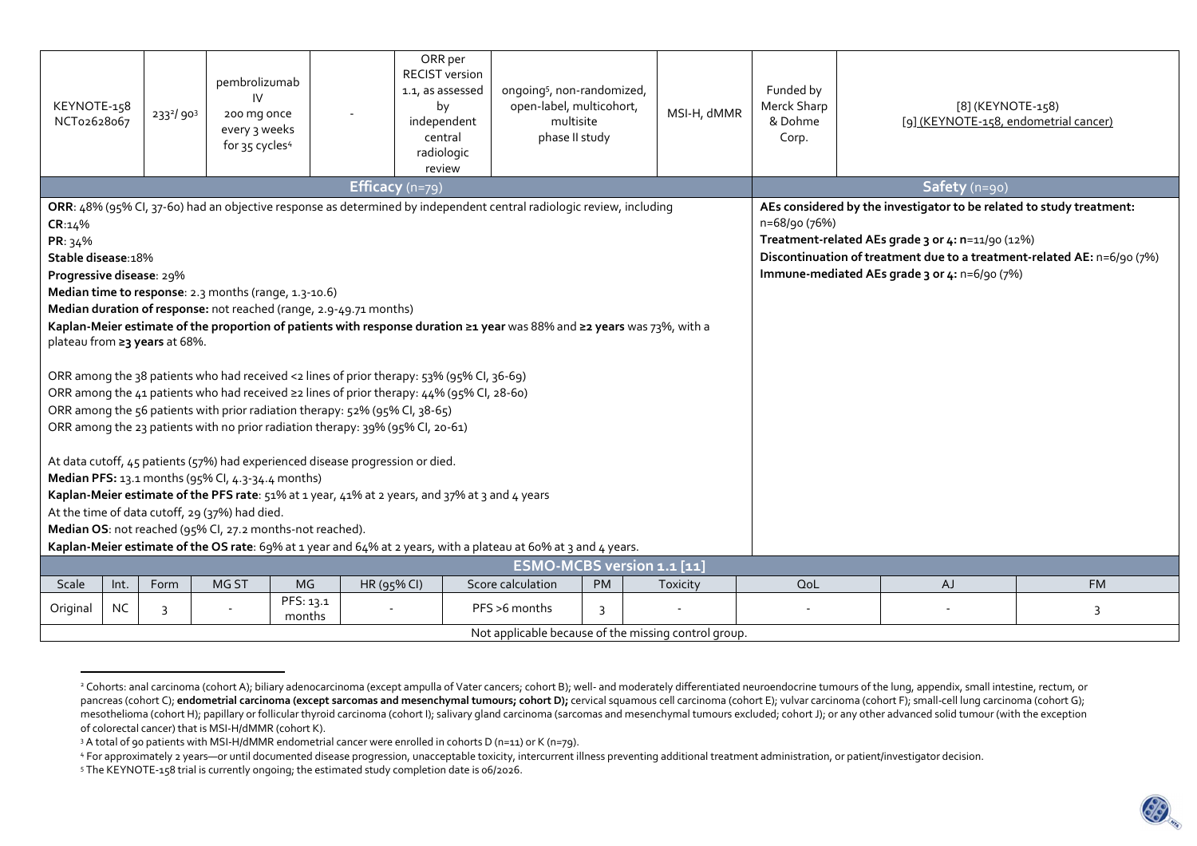| KEYNOTE-158 NCT02628067 | 233[2]/ 90[3] | pembrolizumab IV 200 mg once every 3 weeks for 35 cycles[4] | - | ORR per RECIST version 1.1, as assessed by independent central radiologic review | ongoing[5], non-randomized, open-label, multicohort, multisite phase II study | MSI-H, dMMR | Funded by Merck Sharp & Dohme Corp. | [8] (KEYNOTE-158) [9] (KEYNOTE-158, endometrial cancer) |
|---|---|---|---|---|---|---|---|---|

| Efficacy (n=79) | Safety (n=90) |
|---|---|
| **ORR**: 48% (95% CI, 37-60) had an objective response as determined by independent central radiologic review, including<br>**CR**:14%<br>**PR**: 34%<br>**Stable disease**:18%<br>**Progressive disease**: 29%<br>**Median time to response**: 2.3 months (range, 1.3-10.6)<br>**Median duration of response:** not reached (range, 2.9-49.71 months)<br>**Kaplan-Meier estimate of the proportion of patients with response duration ≥1 year** was 88% and **≥2 years** was 73%, with a plateau from **≥3 years** at 68%.<br><br>ORR among the 38 patients who had received <2 lines of prior therapy: 53% (95% CI, 36-69)<br>ORR among the 41 patients who had received ≥2 lines of prior therapy: 44% (95% CI, 28-60)<br>ORR among the 56 patients with prior radiation therapy: 52% (95% CI, 38-65)<br>ORR among the 23 patients with no prior radiation therapy: 39% (95% CI, 20-61)<br><br>At data cutoff, 45 patients (57%) had experienced disease progression or died.<br>**Median PFS:** 13.1 months (95% CI, 4.3-34.4 months)<br>**Kaplan-Meier estimate of the PFS rate**: 51% at 1 year, 41% at 2 years, and 37% at 3 and 4 years<br>At the time of data cutoff, 29 (37%) had died.<br>**Median OS**: not reached (95% CI, 27.2 months-not reached).<br>**Kaplan-Meier estimate of the OS rate**: 69% at 1 year and 64% at 2 years, with a plateau at 60% at 3 and 4 years. | **AEs considered by the investigator to be related to study treatment:** n=68/90 (76%)<br>**Treatment-related AEs grade 3 or 4: n**=11/90 (12%)<br>**Discontinuation of treatment due to a treatment-related AE:** n=6/90 (7%)<br>**Immune-mediated AEs grade 3 or 4:** n=6/90 (7%) |

**ESMO-MCBS version 1.1 [11]**

| Scale | Int. | Form | MG ST | MG | HR (95% CI) | Score calculation | PM | Toxicity | QoL | AJ | FM |
|---|---|---|---|---|---|---|---|---|---|---|---|
| Original | NC | 3 | - | PFS: 13.1 months | - | PFS >6 months | 3 | - | - | - | 3 |
| Not applicable because of the missing control group. | | | | | | | | | | | |

[2] Cohorts: anal carcinoma (cohort A); biliary adenocarcinoma (except ampulla of Vater cancers; cohort B); well- and moderately differentiated neuroendocrine tumours of the lung, appendix, small intestine, rectum, or pancreas (cohort C); **endometrial carcinoma (except sarcomas and mesenchymal tumours; cohort D);** cervical squamous cell carcinoma (cohort E); vulvar carcinoma (cohort F); small-cell lung carcinoma (cohort G); mesothelioma (cohort H); papillary or follicular thyroid carcinoma (cohort I); salivary gland carcinoma (sarcomas and mesenchymal tumours excluded; cohort J); or any other advanced solid tumour (with the exception of colorectal cancer) that is MSI-H/dMMR (cohort K).

[3] A total of 90 patients with MSI-H/dMMR endometrial cancer were enrolled in cohorts D (n=11) or K (n=79).

[4] For approximately 2 years—or until documented disease progression, unacceptable toxicity, intercurrent illness preventing additional treatment administration, or patient/investigator decision.

[5] The KEYNOTE-158 trial is currently ongoing; the estimated study completion date is 06/2026.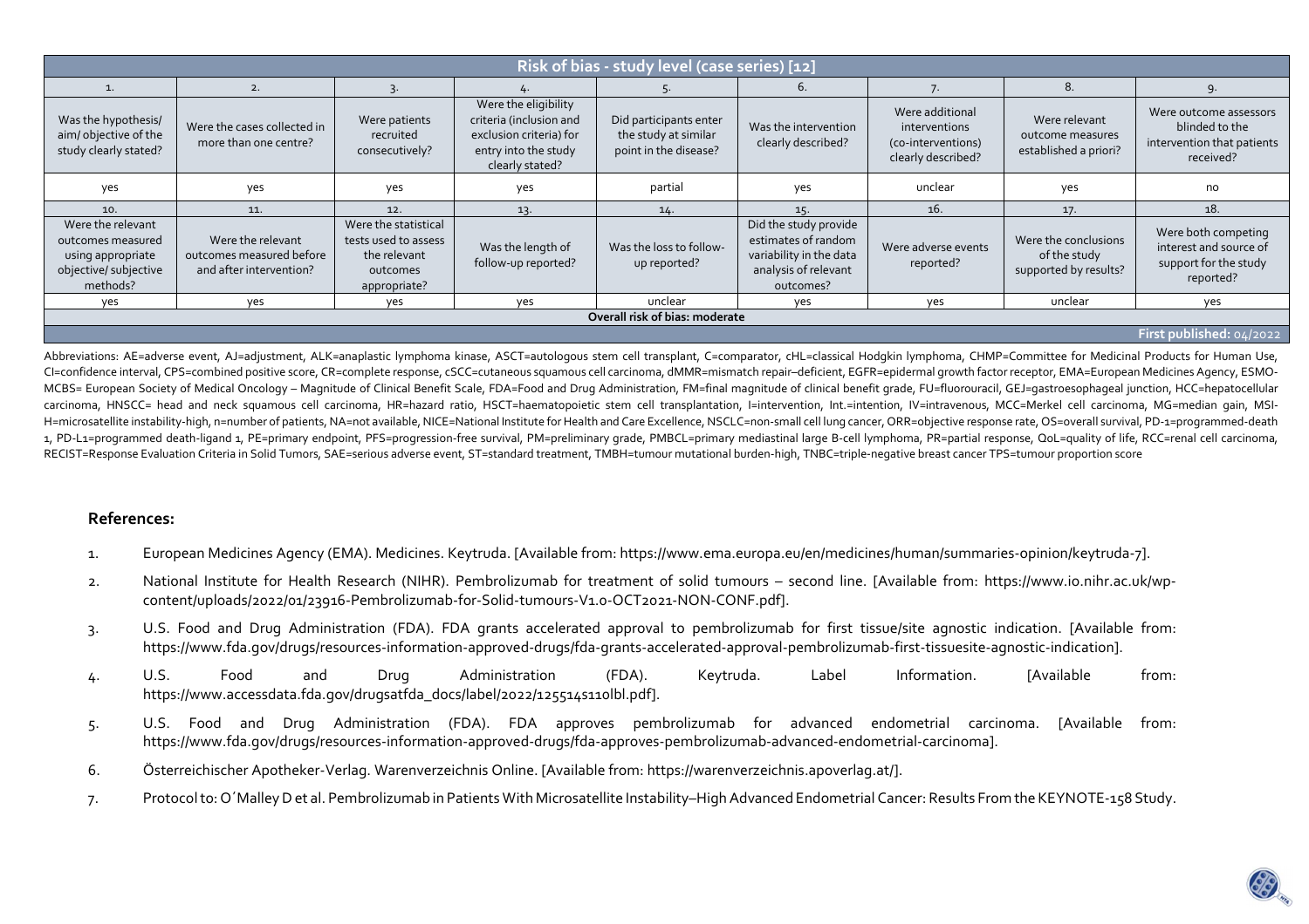| Risk of bias - study level (case series) [12] | | | | | | | | |
|---|---|---|---|---|---|---|---|---|
| 1. | 2. | 3. | 4. | 5. | 6. | 7. | 8. | 9. |
| Was the hypothesis/ aim/ objective of the study clearly stated? | Were the cases collected in more than one centre? | Were patients recruited consecutively? | Were the eligibility criteria (inclusion and exclusion criteria) for entry into the study clearly stated? | Did participants enter the study at similar point in the disease? | Was the intervention clearly described? | Were additional interventions (co-interventions) clearly described? | Were relevant outcome measures established a priori? | Were outcome assessors blinded to the intervention that patients received? |
| yes | yes | yes | yes | partial | yes | unclear | yes | no |
| 10. | 11. | 12. | 13. | 14. | 15. | 16. | 17. | 18. |
| Were the relevant outcomes measured using appropriate objective/ subjective methods? | Were the relevant outcomes measured before and after intervention? | Were the statistical tests used to assess the relevant outcomes appropriate? | Was the length of follow-up reported? | Was the loss to follow-up reported? | Did the study provide estimates of random variability in the data analysis of relevant outcomes? | Were adverse events reported? | Were the conclusions of the study supported by results? | Were both competing interest and source of support for the study reported? |
| yes | yes | yes | yes | unclear | yes | yes | unclear | yes |
| **Overall risk of bias: moderate** | | | | | | | | |
| **First published: 04/2022** | | | | | | | | |

Abbreviations: AE=adverse event, AJ=adjustment, ALK=anaplastic lymphoma kinase, ASCT=autologous stem cell transplant, C=comparator, cHL=classical Hodgkin lymphoma, CHMP=Committee for Medicinal Products for Human Use, CI=confidence interval, CPS=combined positive score, CR=complete response, cSCC=cutaneous squamous cell carcinoma, dMMR=mismatch repair–deficient, EGFR=epidermal growth factor receptor, EMA=European Medicines Agency, ESMO-MCBS= European Society of Medical Oncology – Magnitude of Clinical Benefit Scale, FDA=Food and Drug Administration, FM=final magnitude of clinical benefit grade, FU=fluorouracil, GEJ=gastroesophageal junction, HCC=hepatocellular carcinoma, HNSCC= head and neck squamous cell carcinoma, HR=hazard ratio, HSCT=haematopoietic stem cell transplantation, I=intervention, Int.=intention, IV=intravenous, MCC=Merkel cell carcinoma, MG=median gain, MSI-H=microsatellite instability-high, n=number of patients, NA=not available, NICE=National Institute for Health and Care Excellence, NSCLC=non-small cell lung cancer, ORR=objective response rate, OS=overall survival, PD-1=programmed-death 1, PD-L1=programmed death-ligand 1, PE=primary endpoint, PFS=progression-free survival, PM=preliminary grade, PMBCL=primary mediastinal large B-cell lymphoma, PR=partial response, QoL=quality of life, RCC=renal cell carcinoma, RECIST=Response Evaluation Criteria in Solid Tumors, SAE=serious adverse event, ST=standard treatment, TMBH=tumour mutational burden-high, TNBC=triple-negative breast cancer TPS=tumour proportion score

## References:

1. European Medicines Agency (EMA). Medicines. Keytruda. [Available from: https://www.ema.europa.eu/en/medicines/human/summaries-opinion/keytruda-7].
2. National Institute for Health Research (NIHR). Pembrolizumab for treatment of solid tumours – second line. [Available from: https://www.io.nihr.ac.uk/wp-content/uploads/2022/01/23916-Pembrolizumab-for-Solid-tumours-V1.0-OCT2021-NON-CONF.pdf].
3. U.S. Food and Drug Administration (FDA). FDA grants accelerated approval to pembrolizumab for first tissue/site agnostic indication. [Available from: https://www.fda.gov/drugs/resources-information-approved-drugs/fda-grants-accelerated-approval-pembrolizumab-first-tissuesite-agnostic-indication].
4. U.S. Food and Drug Administration (FDA). Keytruda. Label Information. [Available from: https://www.accessdata.fda.gov/drugsatfda_docs/label/2022/125514s110lbl.pdf].
5. U.S. Food and Drug Administration (FDA). FDA approves pembrolizumab for advanced endometrial carcinoma. [Available from: https://www.fda.gov/drugs/resources-information-approved-drugs/fda-approves-pembrolizumab-advanced-endometrial-carcinoma].
6. Österreichischer Apotheker-Verlag. Warenverzeichnis Online. [Available from: https://warenverzeichnis.apoverlag.at/].
7. Protocol to: O´Malley D et al. Pembrolizumab in Patients With Microsatellite Instability–High Advanced Endometrial Cancer: Results From the KEYNOTE-158 Study.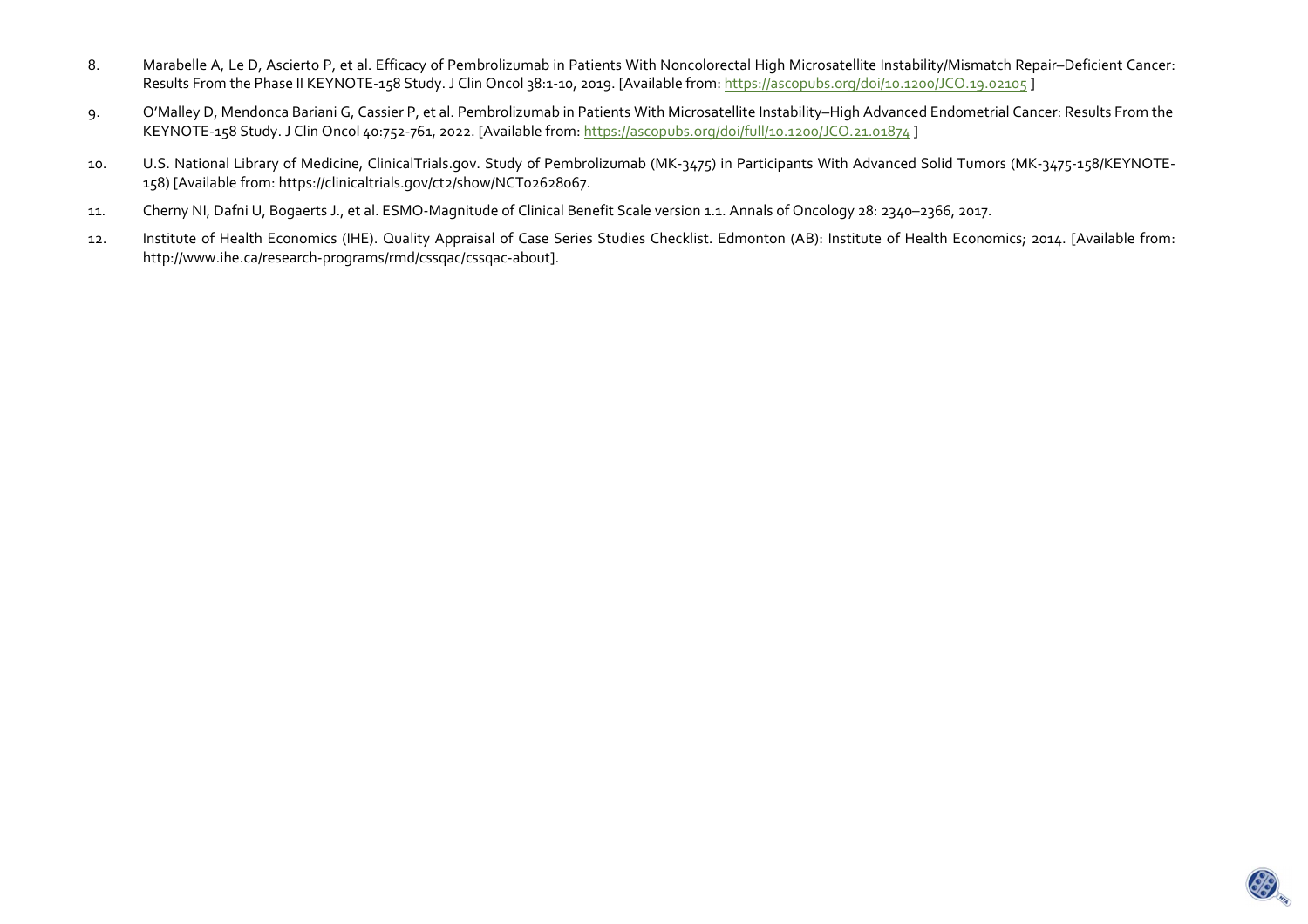8. Marabelle A, Le D, Ascierto P, et al. Efficacy of Pembrolizumab in Patients With Noncolorectal High Microsatellite Instability/Mismatch Repair–Deficient Cancer: Results From the Phase II KEYNOTE-158 Study. J Clin Oncol 38:1-10, 2019. [Available from: https://ascopubs.org/doi/10.1200/JCO.19.02105 ]

9. O'Malley D, Mendonca Bariani G, Cassier P, et al. Pembrolizumab in Patients With Microsatellite Instability–High Advanced Endometrial Cancer: Results From the KEYNOTE-158 Study. J Clin Oncol 40:752-761, 2022. [Available from: https://ascopubs.org/doi/full/10.1200/JCO.21.01874 ]

10. U.S. National Library of Medicine, ClinicalTrials.gov. Study of Pembrolizumab (MK-3475) in Participants With Advanced Solid Tumors (MK-3475-158/KEYNOTE-158) [Available from: https://clinicaltrials.gov/ct2/show/NCT02628067.

11. Cherny NI, Dafni U, Bogaerts J., et al. ESMO-Magnitude of Clinical Benefit Scale version 1.1. Annals of Oncology 28: 2340–2366, 2017.

12. Institute of Health Economics (IHE). Quality Appraisal of Case Series Studies Checklist. Edmonton (AB): Institute of Health Economics; 2014. [Available from: http://www.ihe.ca/research-programs/rmd/cssqac/cssqac-about].